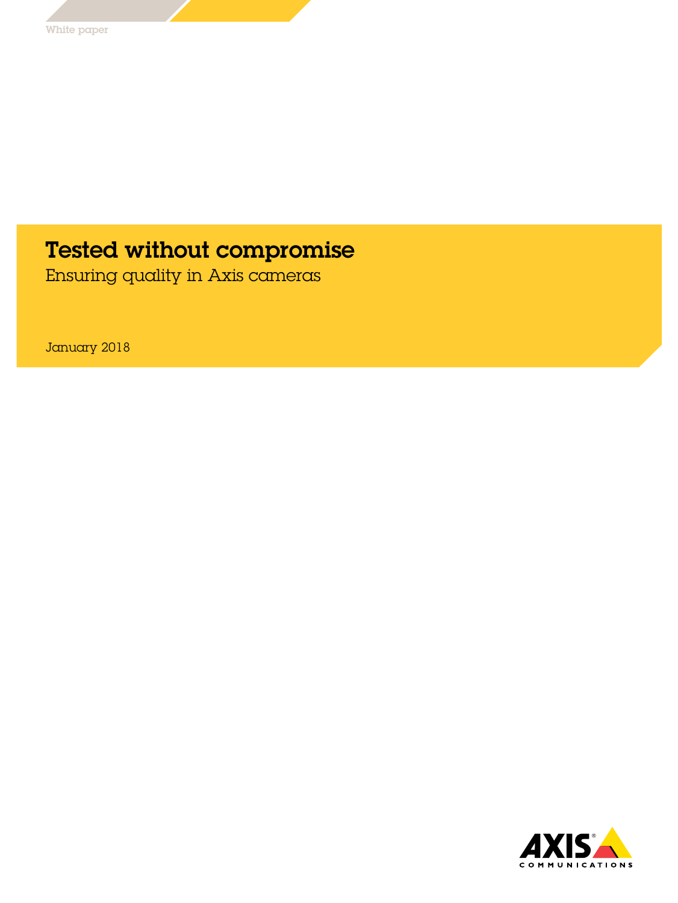White paper

# Tested without compromise

## Ensuring quality in Axis cameras

January 2018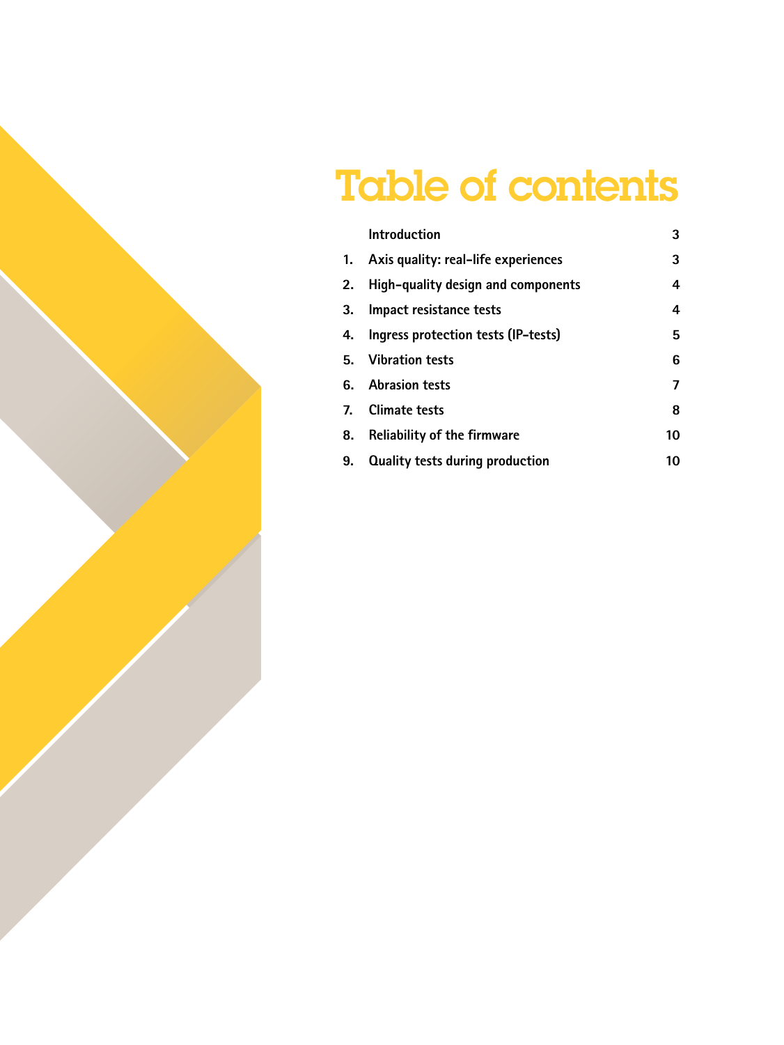# Table of contents

| | | |
|---|---|---|
| | Introduction | 3 |
| 1. | Axis quality: real-life experiences | 3 |
| 2. | High-quality design and components | 4 |
| 3. | Impact resistance tests | 4 |
| 4. | Ingress protection tests (IP-tests) | 5 |
| 5. | Vibration tests | 6 |
| 6. | Abrasion tests | 7 |
| 7. | Climate tests | 8 |
| 8. | Reliability of the firmware | 10 |
| 9. | Quality tests during production | 10 |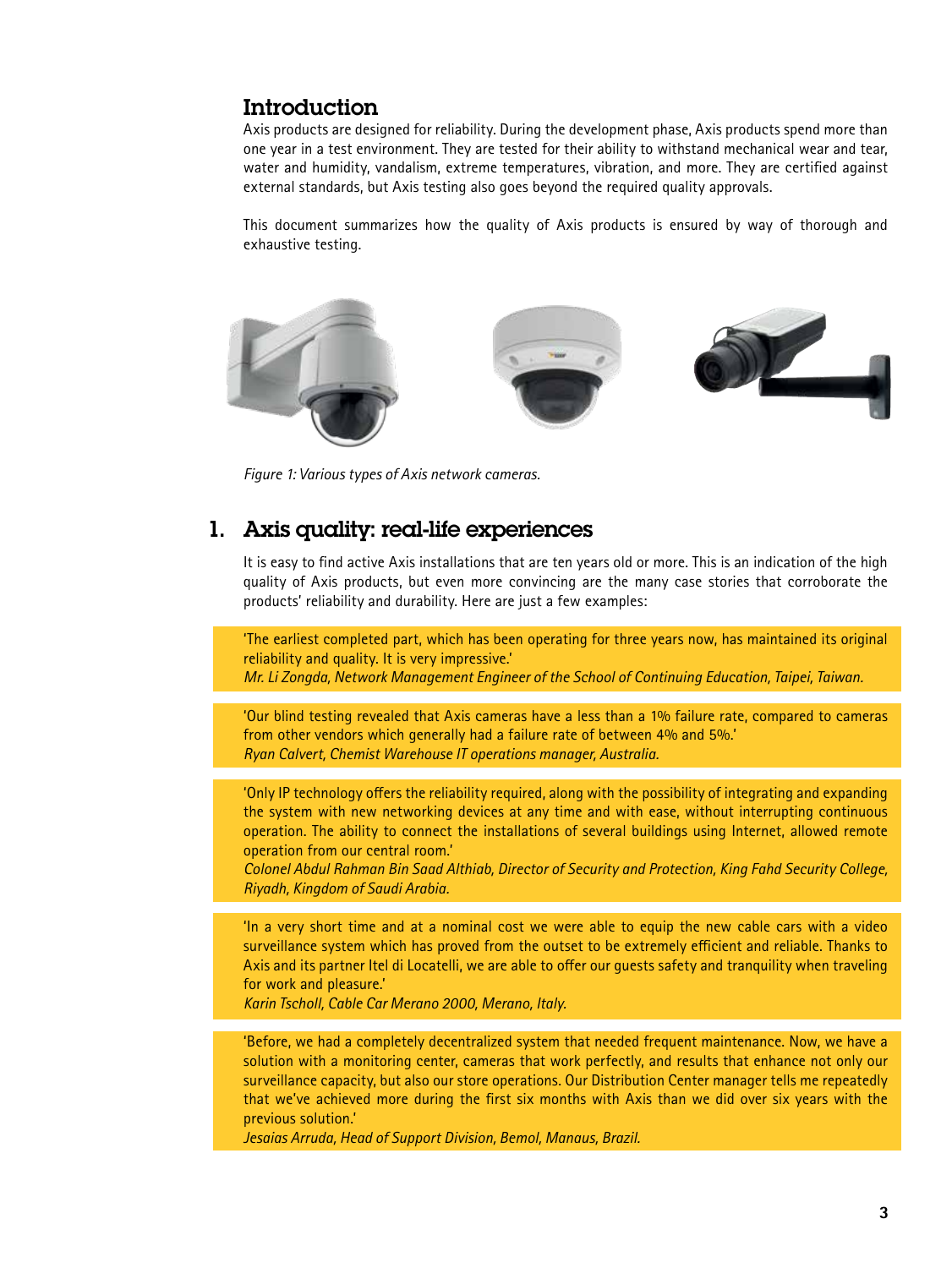## Introduction

Axis products are designed for reliability. During the development phase, Axis products spend more than one year in a test environment. They are tested for their ability to withstand mechanical wear and tear, water and humidity, vandalism, extreme temperatures, vibration, and more. They are certified against external standards, but Axis testing also goes beyond the required quality approvals.

This document summarizes how the quality of Axis products is ensured by way of thorough and exhaustive testing.

*Figure 1: Various types of Axis network cameras.*

## 1. Axis quality: real-life experiences

It is easy to find active Axis installations that are ten years old or more. This is an indication of the high quality of Axis products, but even more convincing are the many case stories that corroborate the products' reliability and durability. Here are just a few examples:

> 'The earliest completed part, which has been operating for three years now, has maintained its original reliability and quality. It is very impressive.'
> *Mr. Li Zongda, Network Management Engineer of the School of Continuing Education, Taipei, Taiwan.*

> 'Our blind testing revealed that Axis cameras have a less than a 1% failure rate, compared to cameras from other vendors which generally had a failure rate of between 4% and 5%.'
> *Ryan Calvert, Chemist Warehouse IT operations manager, Australia.*

> 'Only IP technology offers the reliability required, along with the possibility of integrating and expanding the system with new networking devices at any time and with ease, without interrupting continuous operation. The ability to connect the installations of several buildings using Internet, allowed remote operation from our central room.'
> *Colonel Abdul Rahman Bin Saad Althiab, Director of Security and Protection, King Fahd Security College, Riyadh, Kingdom of Saudi Arabia.*

> 'In a very short time and at a nominal cost we were able to equip the new cable cars with a video surveillance system which has proved from the outset to be extremely efficient and reliable. Thanks to Axis and its partner Itel di Locatelli, we are able to offer our guests safety and tranquility when traveling for work and pleasure.'
> *Karin Tscholl, Cable Car Merano 2000, Merano, Italy.*

> 'Before, we had a completely decentralized system that needed frequent maintenance. Now, we have a solution with a monitoring center, cameras that work perfectly, and results that enhance not only our surveillance capacity, but also our store operations. Our Distribution Center manager tells me repeatedly that we've achieved more during the first six months with Axis than we did over six years with the previous solution.'
> *Jesaias Arruda, Head of Support Division, Bemol, Manaus, Brazil.*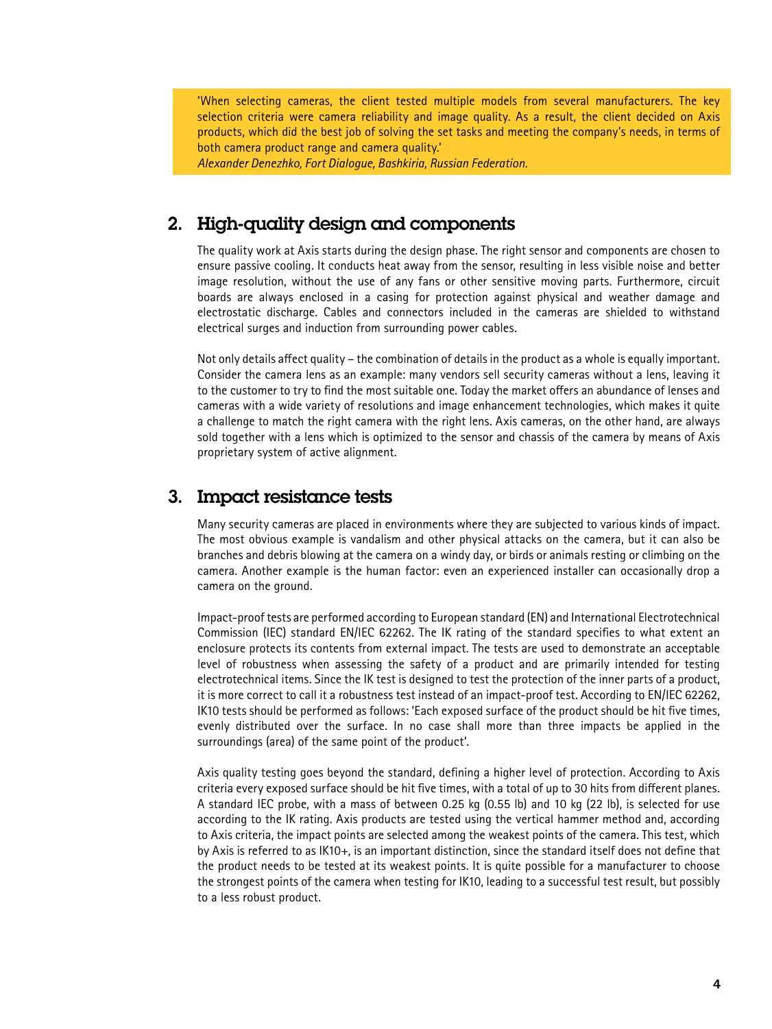> 'When selecting cameras, the client tested multiple models from several manufacturers. The key selection criteria were camera reliability and image quality. As a result, the client decided on Axis products, which did the best job of solving the set tasks and meeting the company's needs, in terms of both camera product range and camera quality.'
> *Alexander Denezhko, Fort Dialogue, Bashkiria, Russian Federation.*

## 2. High-quality design and components

The quality work at Axis starts during the design phase. The right sensor and components are chosen to ensure passive cooling. It conducts heat away from the sensor, resulting in less visible noise and better image resolution, without the use of any fans or other sensitive moving parts. Furthermore, circuit boards are always enclosed in a casing for protection against physical and weather damage and electrostatic discharge. Cables and connectors included in the cameras are shielded to withstand electrical surges and induction from surrounding power cables.

Not only details affect quality – the combination of details in the product as a whole is equally important. Consider the camera lens as an example: many vendors sell security cameras without a lens, leaving it to the customer to try to find the most suitable one. Today the market offers an abundance of lenses and cameras with a wide variety of resolutions and image enhancement technologies, which makes it quite a challenge to match the right camera with the right lens. Axis cameras, on the other hand, are always sold together with a lens which is optimized to the sensor and chassis of the camera by means of Axis proprietary system of active alignment.

## 3. Impact resistance tests

Many security cameras are placed in environments where they are subjected to various kinds of impact. The most obvious example is vandalism and other physical attacks on the camera, but it can also be branches and debris blowing at the camera on a windy day, or birds or animals resting or climbing on the camera. Another example is the human factor: even an experienced installer can occasionally drop a camera on the ground.

Impact-proof tests are performed according to European standard (EN) and International Electrotechnical Commission (IEC) standard EN/IEC 62262. The IK rating of the standard specifies to what extent an enclosure protects its contents from external impact. The tests are used to demonstrate an acceptable level of robustness when assessing the safety of a product and are primarily intended for testing electrotechnical items. Since the IK test is designed to test the protection of the inner parts of a product, it is more correct to call it a robustness test instead of an impact-proof test. According to EN/IEC 62262, IK10 tests should be performed as follows: 'Each exposed surface of the product should be hit five times, evenly distributed over the surface. In no case shall more than three impacts be applied in the surroundings (area) of the same point of the product'.

Axis quality testing goes beyond the standard, defining a higher level of protection. According to Axis criteria every exposed surface should be hit five times, with a total of up to 30 hits from different planes. A standard IEC probe, with a mass of between 0.25 kg (0.55 lb) and 10 kg (22 lb), is selected for use according to the IK rating. Axis products are tested using the vertical hammer method and, according to Axis criteria, the impact points are selected among the weakest points of the camera. This test, which by Axis is referred to as IK10+, is an important distinction, since the standard itself does not define that the product needs to be tested at its weakest points. It is quite possible for a manufacturer to choose the strongest points of the camera when testing for IK10, leading to a successful test result, but possibly to a less robust product.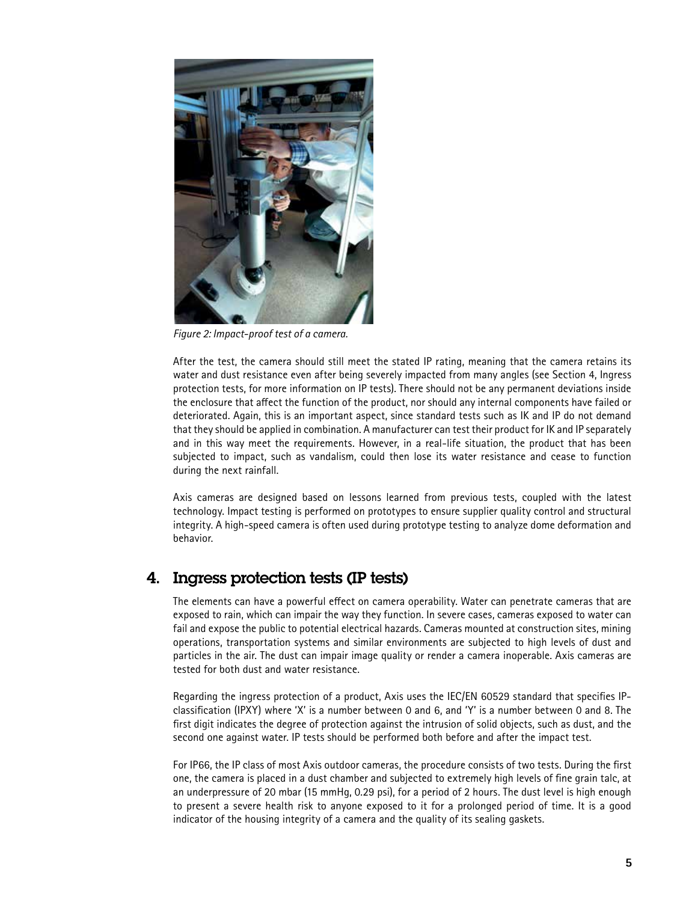*Figure 2: Impact-proof test of a camera.*

After the test, the camera should still meet the stated IP rating, meaning that the camera retains its water and dust resistance even after being severely impacted from many angles (see Section 4, Ingress protection tests, for more information on IP tests). There should not be any permanent deviations inside the enclosure that affect the function of the product, nor should any internal components have failed or deteriorated. Again, this is an important aspect, since standard tests such as IK and IP do not demand that they should be applied in combination. A manufacturer can test their product for IK and IP separately and in this way meet the requirements. However, in a real-life situation, the product that has been subjected to impact, such as vandalism, could then lose its water resistance and cease to function during the next rainfall.

Axis cameras are designed based on lessons learned from previous tests, coupled with the latest technology. Impact testing is performed on prototypes to ensure supplier quality control and structural integrity. A high-speed camera is often used during prototype testing to analyze dome deformation and behavior.

## 4. Ingress protection tests (IP tests)

The elements can have a powerful effect on camera operability. Water can penetrate cameras that are exposed to rain, which can impair the way they function. In severe cases, cameras exposed to water can fail and expose the public to potential electrical hazards. Cameras mounted at construction sites, mining operations, transportation systems and similar environments are subjected to high levels of dust and particles in the air. The dust can impair image quality or render a camera inoperable. Axis cameras are tested for both dust and water resistance.

Regarding the ingress protection of a product, Axis uses the IEC/EN 60529 standard that specifies IP-classification (IPXY) where 'X' is a number between 0 and 6, and 'Y' is a number between 0 and 8. The first digit indicates the degree of protection against the intrusion of solid objects, such as dust, and the second one against water. IP tests should be performed both before and after the impact test.

For IP66, the IP class of most Axis outdoor cameras, the procedure consists of two tests. During the first one, the camera is placed in a dust chamber and subjected to extremely high levels of fine grain talc, at an underpressure of 20 mbar (15 mmHg, 0.29 psi), for a period of 2 hours. The dust level is high enough to present a severe health risk to anyone exposed to it for a prolonged period of time. It is a good indicator of the housing integrity of a camera and the quality of its sealing gaskets.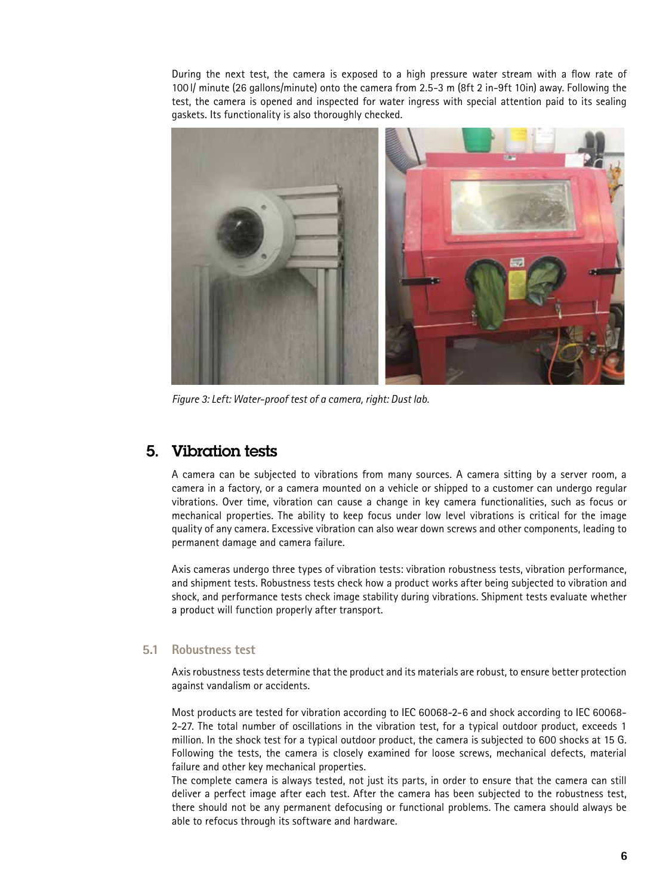During the next test, the camera is exposed to a high pressure water stream with a flow rate of 100 l/ minute (26 gallons/minute) onto the camera from 2.5-3 m (8ft 2 in-9ft 10in) away. Following the test, the camera is opened and inspected for water ingress with special attention paid to its sealing gaskets. Its functionality is also thoroughly checked.

*Figure 3: Left: Water-proof test of a camera, right: Dust lab.*

## 5. Vibration tests

A camera can be subjected to vibrations from many sources. A camera sitting by a server room, a camera in a factory, or a camera mounted on a vehicle or shipped to a customer can undergo regular vibrations. Over time, vibration can cause a change in key camera functionalities, such as focus or mechanical properties. The ability to keep focus under low level vibrations is critical for the image quality of any camera. Excessive vibration can also wear down screws and other components, leading to permanent damage and camera failure.

Axis cameras undergo three types of vibration tests: vibration robustness tests, vibration performance, and shipment tests. Robustness tests check how a product works after being subjected to vibration and shock, and performance tests check image stability during vibrations. Shipment tests evaluate whether a product will function properly after transport.

### 5.1 Robustness test

Axis robustness tests determine that the product and its materials are robust, to ensure better protection against vandalism or accidents.

Most products are tested for vibration according to IEC 60068-2-6 and shock according to IEC 60068-2-27. The total number of oscillations in the vibration test, for a typical outdoor product, exceeds 1 million. In the shock test for a typical outdoor product, the camera is subjected to 600 shocks at 15 G. Following the tests, the camera is closely examined for loose screws, mechanical defects, material failure and other key mechanical properties.

The complete camera is always tested, not just its parts, in order to ensure that the camera can still deliver a perfect image after each test. After the camera has been subjected to the robustness test, there should not be any permanent defocusing or functional problems. The camera should always be able to refocus through its software and hardware.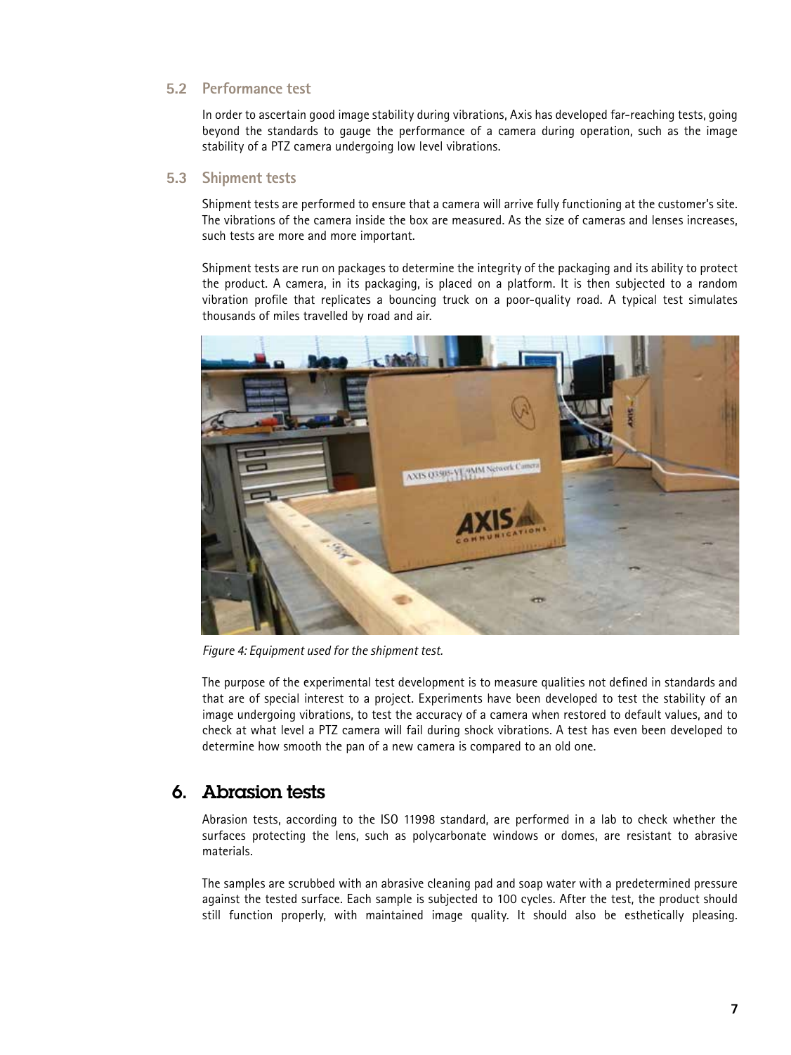### 5.2 Performance test

In order to ascertain good image stability during vibrations, Axis has developed far-reaching tests, going beyond the standards to gauge the performance of a camera during operation, such as the image stability of a PTZ camera undergoing low level vibrations.

### 5.3 Shipment tests

Shipment tests are performed to ensure that a camera will arrive fully functioning at the customer's site. The vibrations of the camera inside the box are measured. As the size of cameras and lenses increases, such tests are more and more important.

Shipment tests are run on packages to determine the integrity of the packaging and its ability to protect the product. A camera, in its packaging, is placed on a platform. It is then subjected to a random vibration profile that replicates a bouncing truck on a poor-quality road. A typical test simulates thousands of miles travelled by road and air.

*Figure 4: Equipment used for the shipment test.*

The purpose of the experimental test development is to measure qualities not defined in standards and that are of special interest to a project. Experiments have been developed to test the stability of an image undergoing vibrations, to test the accuracy of a camera when restored to default values, and to check at what level a PTZ camera will fail during shock vibrations. A test has even been developed to determine how smooth the pan of a new camera is compared to an old one.

## 6. Abrasion tests

Abrasion tests, according to the ISO 11998 standard, are performed in a lab to check whether the surfaces protecting the lens, such as polycarbonate windows or domes, are resistant to abrasive materials.

The samples are scrubbed with an abrasive cleaning pad and soap water with a predetermined pressure against the tested surface. Each sample is subjected to 100 cycles. After the test, the product should still function properly, with maintained image quality. It should also be esthetically pleasing.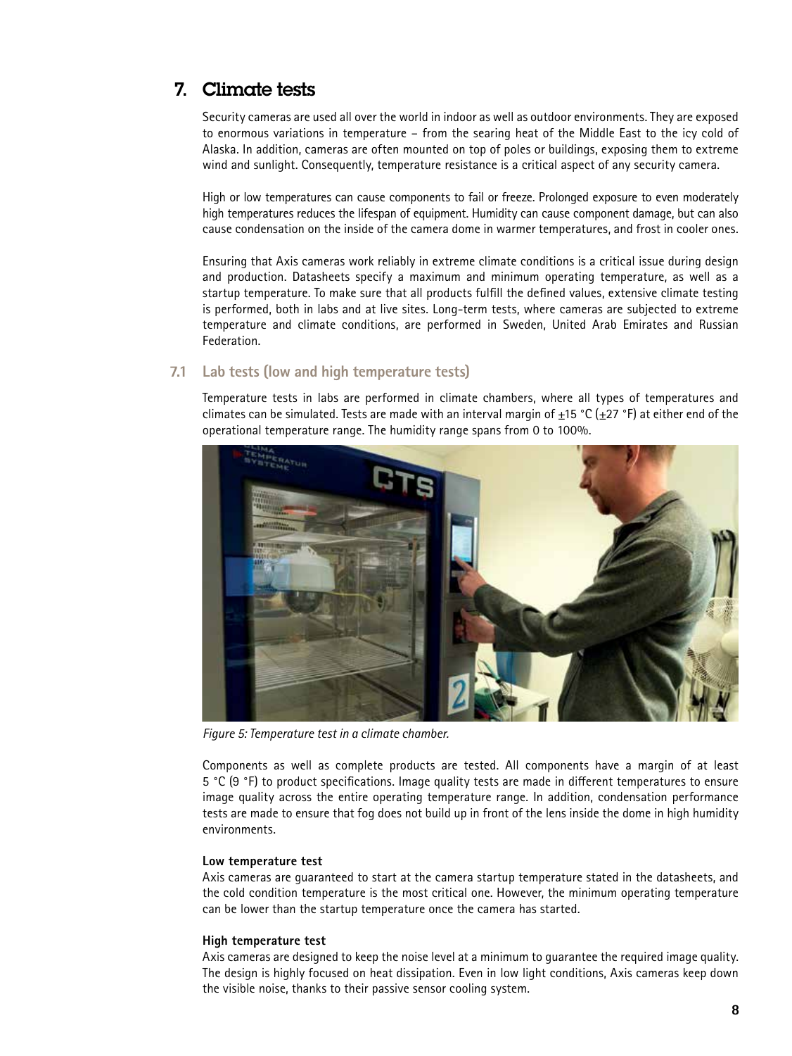## 7. Climate tests

Security cameras are used all over the world in indoor as well as outdoor environments. They are exposed to enormous variations in temperature – from the searing heat of the Middle East to the icy cold of Alaska. In addition, cameras are often mounted on top of poles or buildings, exposing them to extreme wind and sunlight. Consequently, temperature resistance is a critical aspect of any security camera.

High or low temperatures can cause components to fail or freeze. Prolonged exposure to even moderately high temperatures reduces the lifespan of equipment. Humidity can cause component damage, but can also cause condensation on the inside of the camera dome in warmer temperatures, and frost in cooler ones.

Ensuring that Axis cameras work reliably in extreme climate conditions is a critical issue during design and production. Datasheets specify a maximum and minimum operating temperature, as well as a startup temperature. To make sure that all products fulfill the defined values, extensive climate testing is performed, both in labs and at live sites. Long-term tests, where cameras are subjected to extreme temperature and climate conditions, are performed in Sweden, United Arab Emirates and Russian Federation.

### 7.1 Lab tests (low and high temperature tests)

Temperature tests in labs are performed in climate chambers, where all types of temperatures and climates can be simulated. Tests are made with an interval margin of ±15 °C (±27 °F) at either end of the operational temperature range. The humidity range spans from 0 to 100%.

*Figure 5: Temperature test in a climate chamber.*

Components as well as complete products are tested. All components have a margin of at least 5 °C (9 °F) to product specifications. Image quality tests are made in different temperatures to ensure image quality across the entire operating temperature range. In addition, condensation performance tests are made to ensure that fog does not build up in front of the lens inside the dome in high humidity environments.

**Low temperature test**
Axis cameras are guaranteed to start at the camera startup temperature stated in the datasheets, and the cold condition temperature is the most critical one. However, the minimum operating temperature can be lower than the startup temperature once the camera has started.

**High temperature test**
Axis cameras are designed to keep the noise level at a minimum to guarantee the required image quality. The design is highly focused on heat dissipation. Even in low light conditions, Axis cameras keep down the visible noise, thanks to their passive sensor cooling system.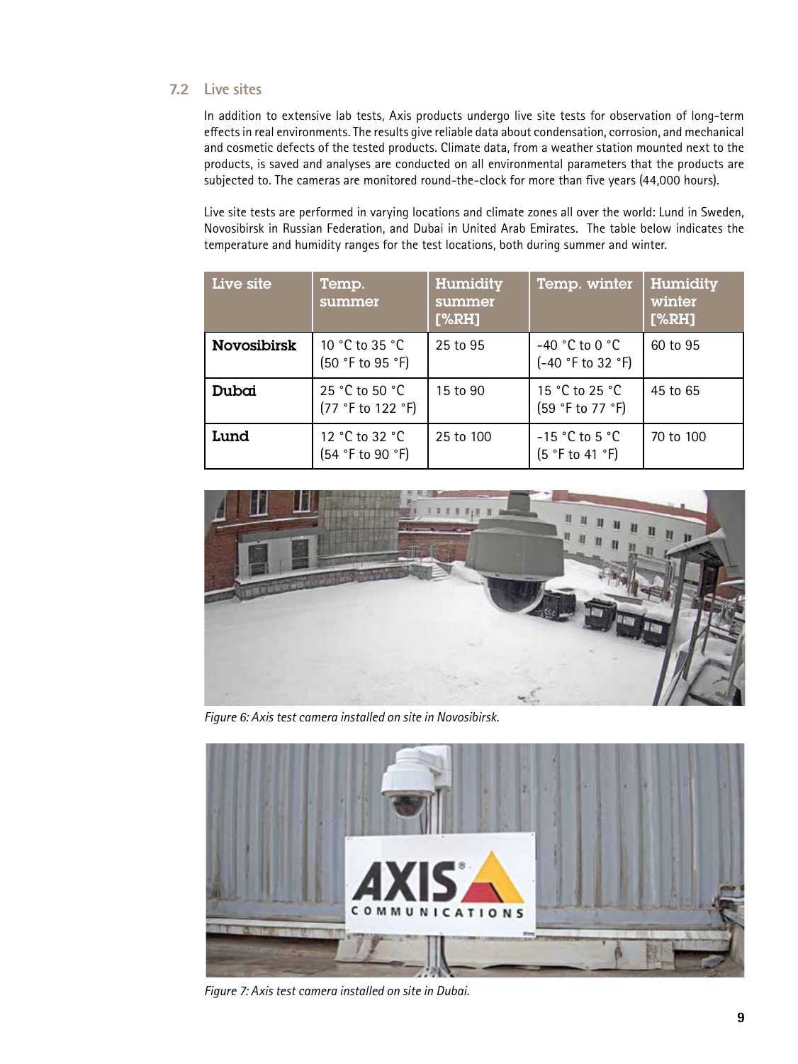## 7.2 Live sites

In addition to extensive lab tests, Axis products undergo live site tests for observation of long-term effects in real environments. The results give reliable data about condensation, corrosion, and mechanical and cosmetic defects of the tested products. Climate data, from a weather station mounted next to the products, is saved and analyses are conducted on all environmental parameters that the products are subjected to. The cameras are monitored round-the-clock for more than five years (44,000 hours).

Live site tests are performed in varying locations and climate zones all over the world: Lund in Sweden, Novosibirsk in Russian Federation, and Dubai in United Arab Emirates. The table below indicates the temperature and humidity ranges for the test locations, both during summer and winter.

| Live site | Temp. summer | Humidity summer [%RH] | Temp. winter | Humidity winter [%RH] |
|---|---|---|---|---|
| **Novosibirsk** | 10 °C to 35 °C (50 °F to 95 °F) | 25 to 95 | -40 °C to 0 °C (-40 °F to 32 °F) | 60 to 95 |
| **Dubai** | 25 °C to 50 °C (77 °F to 122 °F) | 15 to 90 | 15 °C to 25 °C (59 °F to 77 °F) | 45 to 65 |
| **Lund** | 12 °C to 32 °C (54 °F to 90 °F) | 25 to 100 | -15 °C to 5 °C (5 °F to 41 °F) | 70 to 100 |

*Figure 6: Axis test camera installed on site in Novosibirsk.*

*Figure 7: Axis test camera installed on site in Dubai.*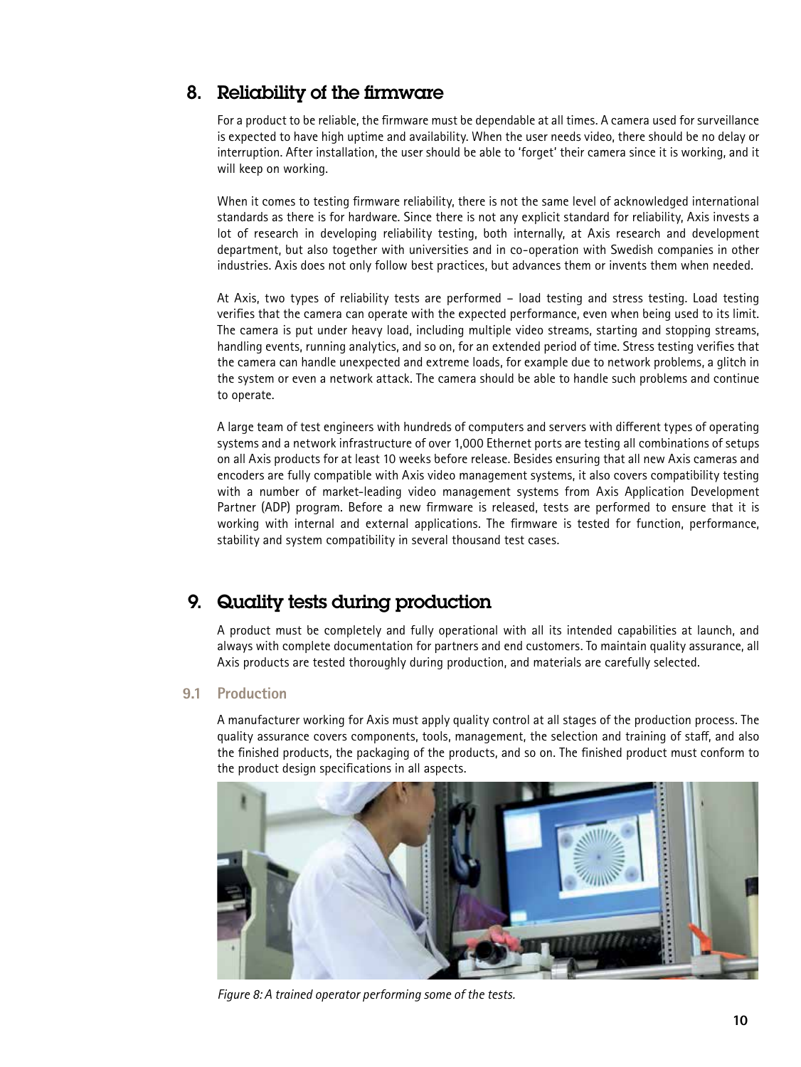## 8. Reliability of the firmware

For a product to be reliable, the firmware must be dependable at all times. A camera used for surveillance is expected to have high uptime and availability. When the user needs video, there should be no delay or interruption. After installation, the user should be able to 'forget' their camera since it is working, and it will keep on working.

When it comes to testing firmware reliability, there is not the same level of acknowledged international standards as there is for hardware. Since there is not any explicit standard for reliability, Axis invests a lot of research in developing reliability testing, both internally, at Axis research and development department, but also together with universities and in co-operation with Swedish companies in other industries. Axis does not only follow best practices, but advances them or invents them when needed.

At Axis, two types of reliability tests are performed – load testing and stress testing. Load testing verifies that the camera can operate with the expected performance, even when being used to its limit. The camera is put under heavy load, including multiple video streams, starting and stopping streams, handling events, running analytics, and so on, for an extended period of time. Stress testing verifies that the camera can handle unexpected and extreme loads, for example due to network problems, a glitch in the system or even a network attack. The camera should be able to handle such problems and continue to operate.

A large team of test engineers with hundreds of computers and servers with different types of operating systems and a network infrastructure of over 1,000 Ethernet ports are testing all combinations of setups on all Axis products for at least 10 weeks before release. Besides ensuring that all new Axis cameras and encoders are fully compatible with Axis video management systems, it also covers compatibility testing with a number of market-leading video management systems from Axis Application Development Partner (ADP) program. Before a new firmware is released, tests are performed to ensure that it is working with internal and external applications. The firmware is tested for function, performance, stability and system compatibility in several thousand test cases.

## 9. Quality tests during production

A product must be completely and fully operational with all its intended capabilities at launch, and always with complete documentation for partners and end customers. To maintain quality assurance, all Axis products are tested thoroughly during production, and materials are carefully selected.

### 9.1 Production

A manufacturer working for Axis must apply quality control at all stages of the production process. The quality assurance covers components, tools, management, the selection and training of staff, and also the finished products, the packaging of the products, and so on. The finished product must conform to the product design specifications in all aspects.

*Figure 8: A trained operator performing some of the tests.*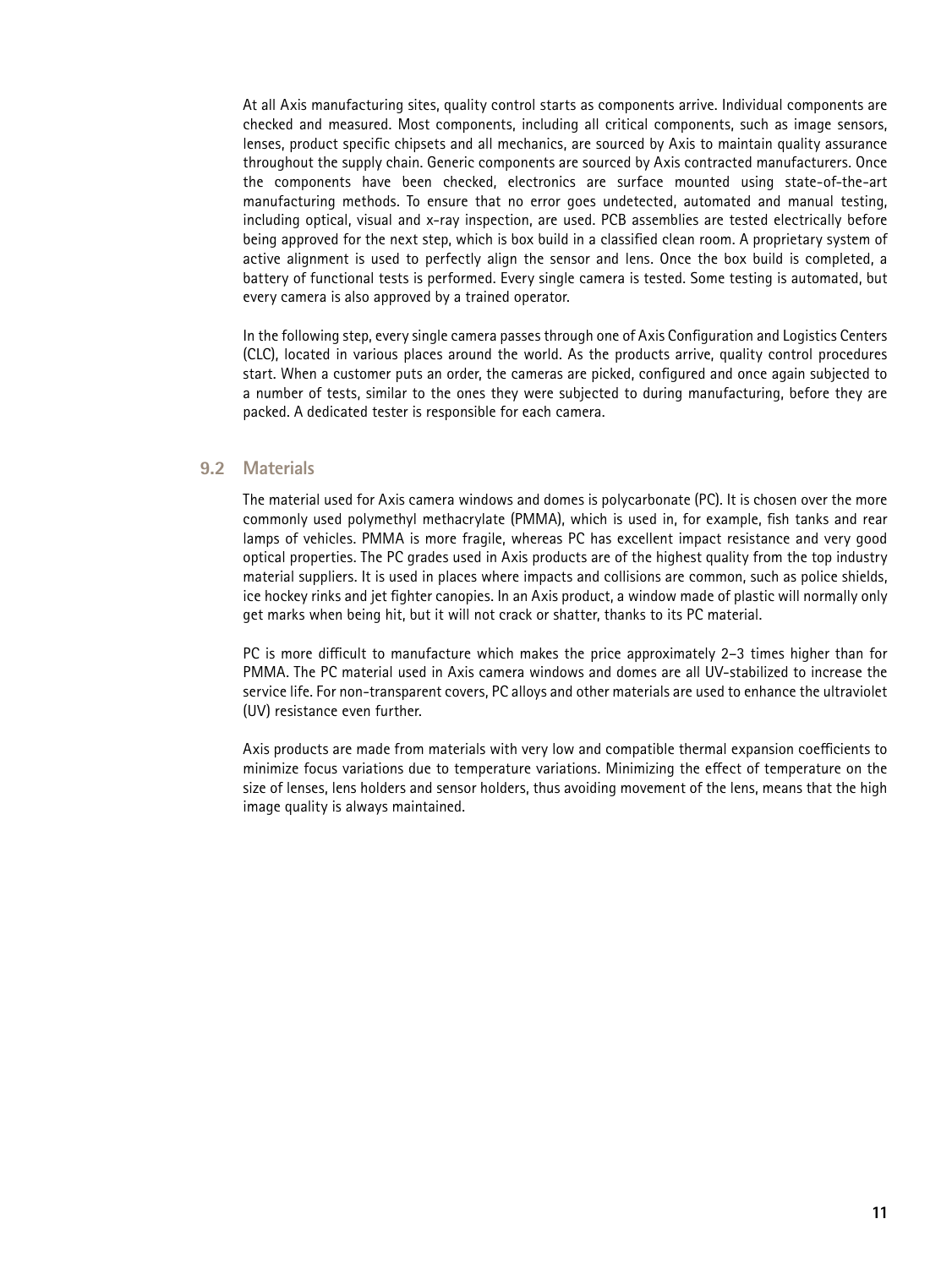At all Axis manufacturing sites, quality control starts as components arrive. Individual components are checked and measured. Most components, including all critical components, such as image sensors, lenses, product specific chipsets and all mechanics, are sourced by Axis to maintain quality assurance throughout the supply chain. Generic components are sourced by Axis contracted manufacturers. Once the components have been checked, electronics are surface mounted using state-of-the-art manufacturing methods. To ensure that no error goes undetected, automated and manual testing, including optical, visual and x-ray inspection, are used. PCB assemblies are tested electrically before being approved for the next step, which is box build in a classified clean room. A proprietary system of active alignment is used to perfectly align the sensor and lens. Once the box build is completed, a battery of functional tests is performed. Every single camera is tested. Some testing is automated, but every camera is also approved by a trained operator.

In the following step, every single camera passes through one of Axis Configuration and Logistics Centers (CLC), located in various places around the world. As the products arrive, quality control procedures start. When a customer puts an order, the cameras are picked, configured and once again subjected to a number of tests, similar to the ones they were subjected to during manufacturing, before they are packed. A dedicated tester is responsible for each camera.

## 9.2 Materials

The material used for Axis camera windows and domes is polycarbonate (PC). It is chosen over the more commonly used polymethyl methacrylate (PMMA), which is used in, for example, fish tanks and rear lamps of vehicles. PMMA is more fragile, whereas PC has excellent impact resistance and very good optical properties. The PC grades used in Axis products are of the highest quality from the top industry material suppliers. It is used in places where impacts and collisions are common, such as police shields, ice hockey rinks and jet fighter canopies. In an Axis product, a window made of plastic will normally only get marks when being hit, but it will not crack or shatter, thanks to its PC material.

PC is more difficult to manufacture which makes the price approximately 2–3 times higher than for PMMA. The PC material used in Axis camera windows and domes are all UV-stabilized to increase the service life. For non-transparent covers, PC alloys and other materials are used to enhance the ultraviolet (UV) resistance even further.

Axis products are made from materials with very low and compatible thermal expansion coefficients to minimize focus variations due to temperature variations. Minimizing the effect of temperature on the size of lenses, lens holders and sensor holders, thus avoiding movement of the lens, means that the high image quality is always maintained.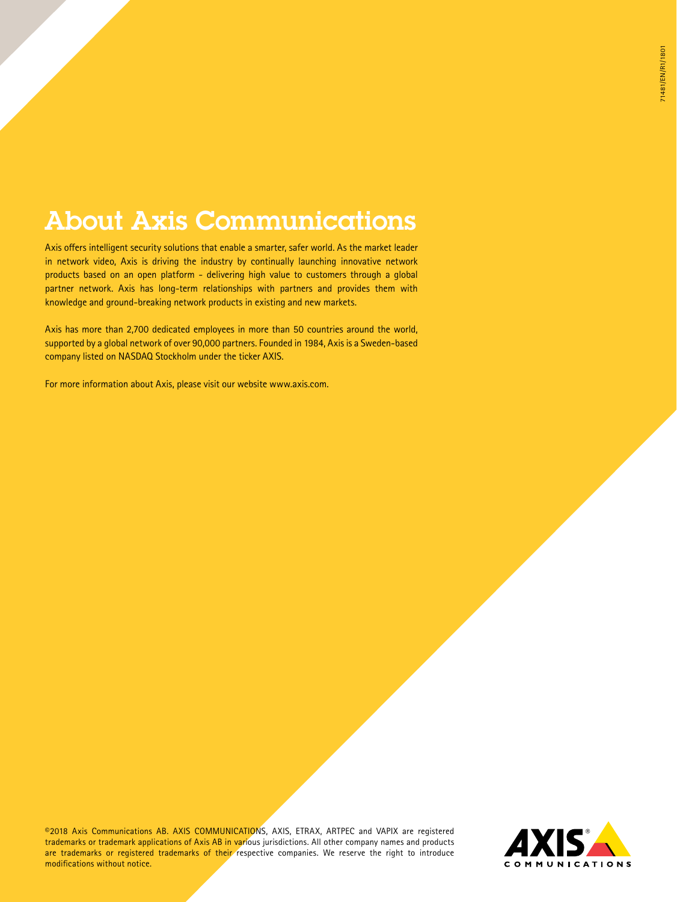# About Axis Communications

Axis offers intelligent security solutions that enable a smarter, safer world. As the market leader in network video, Axis is driving the industry by continually launching innovative network products based on an open platform - delivering high value to customers through a global partner network. Axis has long-term relationships with partners and provides them with knowledge and ground-breaking network products in existing and new markets.

Axis has more than 2,700 dedicated employees in more than 50 countries around the world, supported by a global network of over 90,000 partners. Founded in 1984, Axis is a Sweden-based company listed on NASDAQ Stockholm under the ticker AXIS.

For more information about Axis, please visit our website www.axis.com.

©2018 Axis Communications AB. AXIS COMMUNICATIONS, AXIS, ETRAX, ARTPEC and VAPIX are registered trademarks or trademark applications of Axis AB in various jurisdictions. All other company names and products are trademarks or registered trademarks of their respective companies. We reserve the right to introduce modifications without notice.

71481/EN/R1/1801